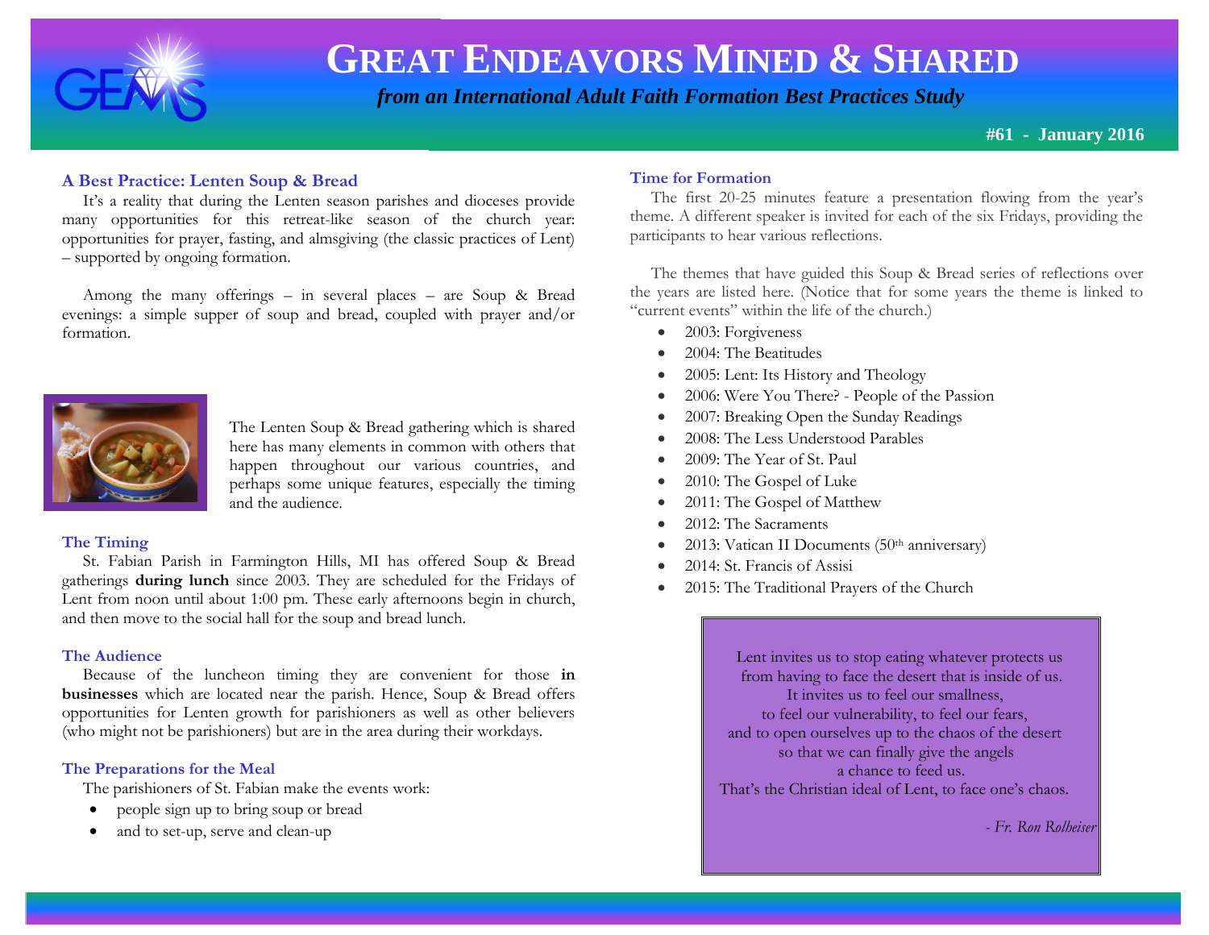# GREAT ENDEAVORS MINED & SHARED

*from an International Adult Faith Formation Best Practices Study*

**#61 - January 2016**

## A Best Practice: Lenten Soup & Bread

It's a reality that during the Lenten season parishes and dioceses provide many opportunities for this retreat-like season of the church year: opportunities for prayer, fasting, and almsgiving (the classic practices of Lent) – supported by ongoing formation.

Among the many offerings – in several places – are Soup & Bread evenings: a simple supper of soup and bread, coupled with prayer and/or formation.

The Lenten Soup & Bread gathering which is shared here has many elements in common with others that happen throughout our various countries, and perhaps some unique features, especially the timing and the audience.

### The Timing

St. Fabian Parish in Farmington Hills, MI has offered Soup & Bread gatherings **during lunch** since 2003. They are scheduled for the Fridays of Lent from noon until about 1:00 pm. These early afternoons begin in church, and then move to the social hall for the soup and bread lunch.

### The Audience

Because of the luncheon timing they are convenient for those **in businesses** which are located near the parish. Hence, Soup & Bread offers opportunities for Lenten growth for parishioners as well as other believers (who might not be parishioners) but are in the area during their workdays.

### The Preparations for the Meal

The parishioners of St. Fabian make the events work:

- people sign up to bring soup or bread
- and to set-up, serve and clean-up

### Time for Formation

The first 20-25 minutes feature a presentation flowing from the year's theme. A different speaker is invited for each of the six Fridays, providing the participants to hear various reflections.

The themes that have guided this Soup & Bread series of reflections over the years are listed here. (Notice that for some years the theme is linked to "current events" within the life of the church.)

- 2003: Forgiveness
- 2004: The Beatitudes
- 2005: Lent: Its History and Theology
- 2006: Were You There? - People of the Passion
- 2007: Breaking Open the Sunday Readings
- 2008: The Less Understood Parables
- 2009: The Year of St. Paul
- 2010: The Gospel of Luke
- 2011: The Gospel of Matthew
- 2012: The Sacraments
- 2013: Vatican II Documents (50th anniversary)
- 2014: St. Francis of Assisi
- 2015: The Traditional Prayers of the Church

> Lent invites us to stop eating whatever protects us
> from having to face the desert that is inside of us.
> It invites us to feel our smallness,
> to feel our vulnerability, to feel our fears,
> and to open ourselves up to the chaos of the desert
> so that we can finally give the angels
> a chance to feed us.
> That's the Christian ideal of Lent, to face one's chaos.
>
> *- Fr. Ron Rolheiser*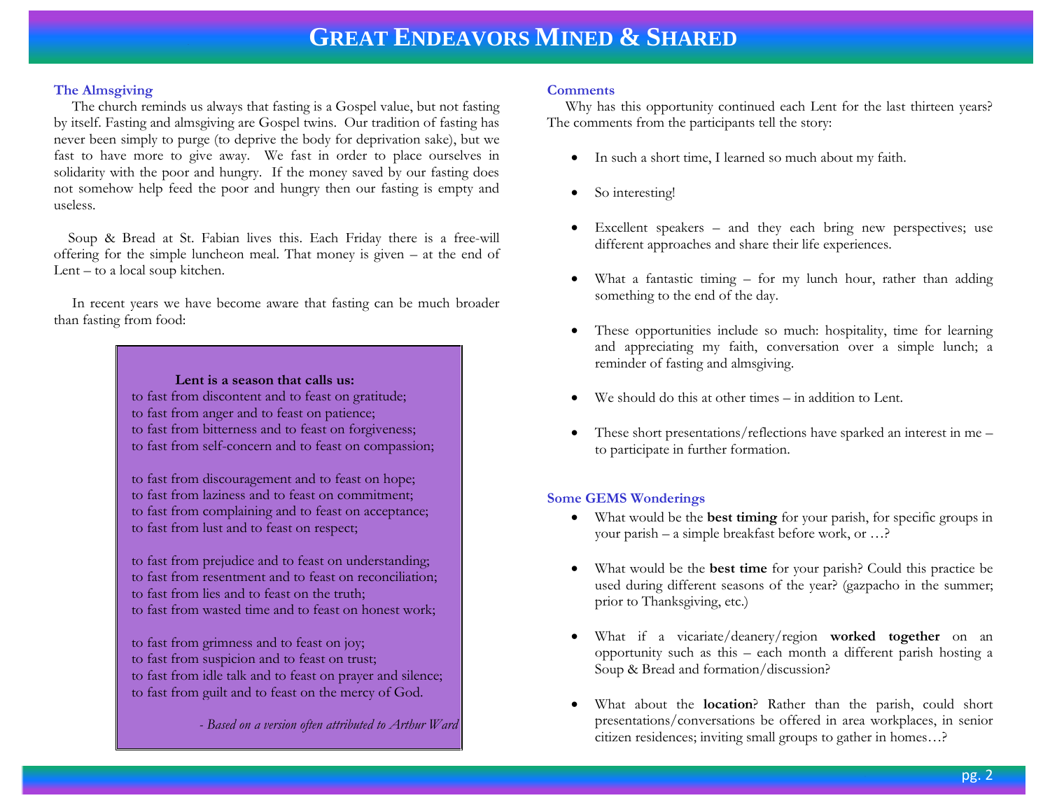# Great Endeavors Mined & Shared

### The Almsgiving

The church reminds us always that fasting is a Gospel value, but not fasting by itself. Fasting and almsgiving are Gospel twins. Our tradition of fasting has never been simply to purge (to deprive the body for deprivation sake), but we fast to have more to give away. We fast in order to place ourselves in solidarity with the poor and hungry. If the money saved by our fasting does not somehow help feed the poor and hungry then our fasting is empty and useless.

Soup & Bread at St. Fabian lives this. Each Friday there is a free-will offering for the simple luncheon meal. That money is given – at the end of Lent – to a local soup kitchen.

In recent years we have become aware that fasting can be much broader than fasting from food:

> **Lent is a season that calls us:**
> to fast from discontent and to feast on gratitude;
> to fast from anger and to feast on patience;
> to fast from bitterness and to feast on forgiveness;
> to fast from self-concern and to feast on compassion;
>
> to fast from discouragement and to feast on hope;
> to fast from laziness and to feast on commitment;
> to fast from complaining and to feast on acceptance;
> to fast from lust and to feast on respect;
>
> to fast from prejudice and to feast on understanding;
> to fast from resentment and to feast on reconciliation;
> to fast from lies and to feast on the truth;
> to fast from wasted time and to feast on honest work;
>
> to fast from grimness and to feast on joy;
> to fast from suspicion and to feast on trust;
> to fast from idle talk and to feast on prayer and silence;
> to fast from guilt and to feast on the mercy of God.
>
> *- Based on a version often attributed to Arthur Ward*

### Comments

Why has this opportunity continued each Lent for the last thirteen years? The comments from the participants tell the story:

- In such a short time, I learned so much about my faith.
- So interesting!
- Excellent speakers – and they each bring new perspectives; use different approaches and share their life experiences.
- What a fantastic timing – for my lunch hour, rather than adding something to the end of the day.
- These opportunities include so much: hospitality, time for learning and appreciating my faith, conversation over a simple lunch; a reminder of fasting and almsgiving.
- We should do this at other times – in addition to Lent.
- These short presentations/reflections have sparked an interest in me – to participate in further formation.

### Some GEMS Wonderings

- What would be the **best timing** for your parish, for specific groups in your parish – a simple breakfast before work, or …?
- What would be the **best time** for your parish? Could this practice be used during different seasons of the year? (gazpacho in the summer; prior to Thanksgiving, etc.)
- What if a vicariate/deanery/region **worked together** on an opportunity such as this – each month a different parish hosting a Soup & Bread and formation/discussion?
- What about the **location**? Rather than the parish, could short presentations/conversations be offered in area workplaces, in senior citizen residences; inviting small groups to gather in homes…?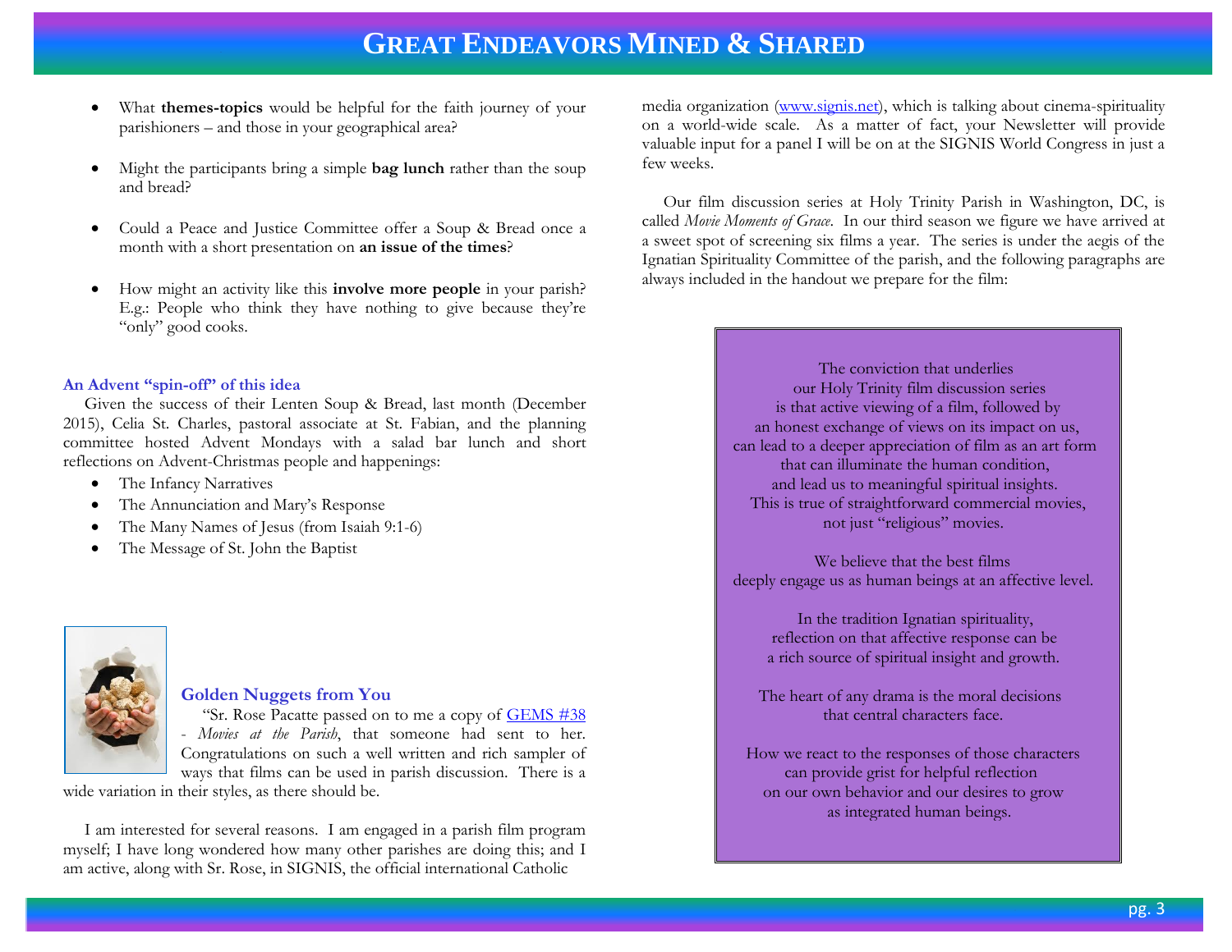- What **themes-topics** would be helpful for the faith journey of your parishioners – and those in your geographical area?

- Might the participants bring a simple **bag lunch** rather than the soup and bread?

- Could a Peace and Justice Committee offer a Soup & Bread once a month with a short presentation on **an issue of the times**?

- How might an activity like this **involve more people** in your parish? E.g.: People who think they have nothing to give because they're "only" good cooks.

### An Advent "spin-off" of this idea

Given the success of their Lenten Soup & Bread, last month (December 2015), Celia St. Charles, pastoral associate at St. Fabian, and the planning committee hosted Advent Mondays with a salad bar lunch and short reflections on Advent-Christmas people and happenings:

- The Infancy Narratives
- The Annunciation and Mary's Response
- The Many Names of Jesus (from Isaiah 9:1-6)
- The Message of St. John the Baptist

## Golden Nuggets from You

"Sr. Rose Pacatte passed on to me a copy of GEMS #38 - *Movies at the Parish*, that someone had sent to her. Congratulations on such a well written and rich sampler of ways that films can be used in parish discussion. There is a wide variation in their styles, as there should be.

I am interested for several reasons. I am engaged in a parish film program myself; I have long wondered how many other parishes are doing this; and I am active, along with Sr. Rose, in SIGNIS, the official international Catholic media organization (www.signis.net), which is talking about cinema-spirituality on a world-wide scale. As a matter of fact, your Newsletter will provide valuable input for a panel I will be on at the SIGNIS World Congress in just a few weeks.

Our film discussion series at Holy Trinity Parish in Washington, DC, is called *Movie Moments of Grace*. In our third season we figure we have arrived at a sweet spot of screening six films a year. The series is under the aegis of the Ignatian Spirituality Committee of the parish, and the following paragraphs are always included in the handout we prepare for the film:

> The conviction that underlies
> our Holy Trinity film discussion series
> is that active viewing of a film, followed by
> an honest exchange of views on its impact on us,
> can lead to a deeper appreciation of film as an art form
> that can illuminate the human condition,
> and lead us to meaningful spiritual insights.
> This is true of straightforward commercial movies,
> not just "religious" movies.
>
> We believe that the best films
> deeply engage us as human beings at an affective level.
>
> In the tradition Ignatian spirituality,
> reflection on that affective response can be
> a rich source of spiritual insight and growth.
>
> The heart of any drama is the moral decisions
> that central characters face.
>
> How we react to the responses of those characters
> can provide grist for helpful reflection
> on our own behavior and our desires to grow
> as integrated human beings.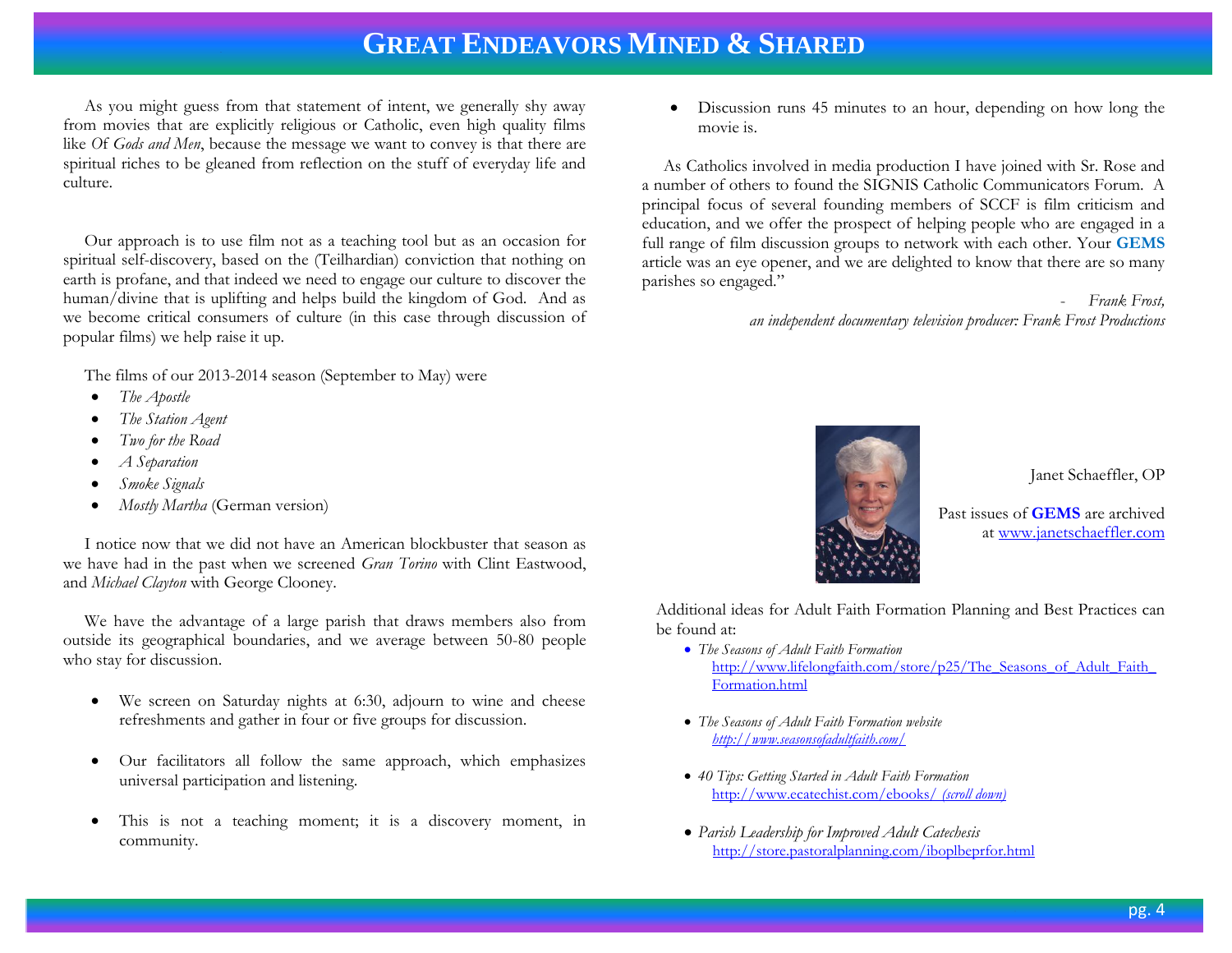As you might guess from that statement of intent, we generally shy away from movies that are explicitly religious or Catholic, even high quality films like *Of Gods and Men*, because the message we want to convey is that there are spiritual riches to be gleaned from reflection on the stuff of everyday life and culture.

Our approach is to use film not as a teaching tool but as an occasion for spiritual self-discovery, based on the (Teilhardian) conviction that nothing on earth is profane, and that indeed we need to engage our culture to discover the human/divine that is uplifting and helps build the kingdom of God. And as we become critical consumers of culture (in this case through discussion of popular films) we help raise it up.

The films of our 2013-2014 season (September to May) were

- *The Apostle*
- *The Station Agent*
- *Two for the Road*
- *A Separation*
- *Smoke Signals*
- *Mostly Martha* (German version)

I notice now that we did not have an American blockbuster that season as we have had in the past when we screened *Gran Torino* with Clint Eastwood, and *Michael Clayton* with George Clooney.

We have the advantage of a large parish that draws members also from outside its geographical boundaries, and we average between 50-80 people who stay for discussion.

- We screen on Saturday nights at 6:30, adjourn to wine and cheese refreshments and gather in four or five groups for discussion.
- Our facilitators all follow the same approach, which emphasizes universal participation and listening.
- This is not a teaching moment; it is a discovery moment, in community.
- Discussion runs 45 minutes to an hour, depending on how long the movie is.

As Catholics involved in media production I have joined with Sr. Rose and a number of others to found the SIGNIS Catholic Communicators Forum. A principal focus of several founding members of SCCF is film criticism and education, and we offer the prospect of helping people who are engaged in a full range of film discussion groups to network with each other. Your **GEMS** article was an eye opener, and we are delighted to know that there are so many parishes so engaged."

- *Frank Frost,*
*an independent documentary television producer: Frank Frost Productions*

Janet Schaeffler, OP

Past issues of **GEMS** are archived at www.janetschaeffler.com

Additional ideas for Adult Faith Formation Planning and Best Practices can be found at:

- *The Seasons of Adult Faith Formation*
  http://www.lifelongfaith.com/store/p25/The_Seasons_of_Adult_Faith_Formation.html
- *The Seasons of Adult Faith Formation website*
  http://www.seasonsofadultfaith.com/
- *40 Tips: Getting Started in Adult Faith Formation*
  http://www.ecatechist.com/ebooks/ *(scroll down)*
- *Parish Leadership for Improved Adult Catechesis*
  http://store.pastoralplanning.com/iboplbeprfor.html